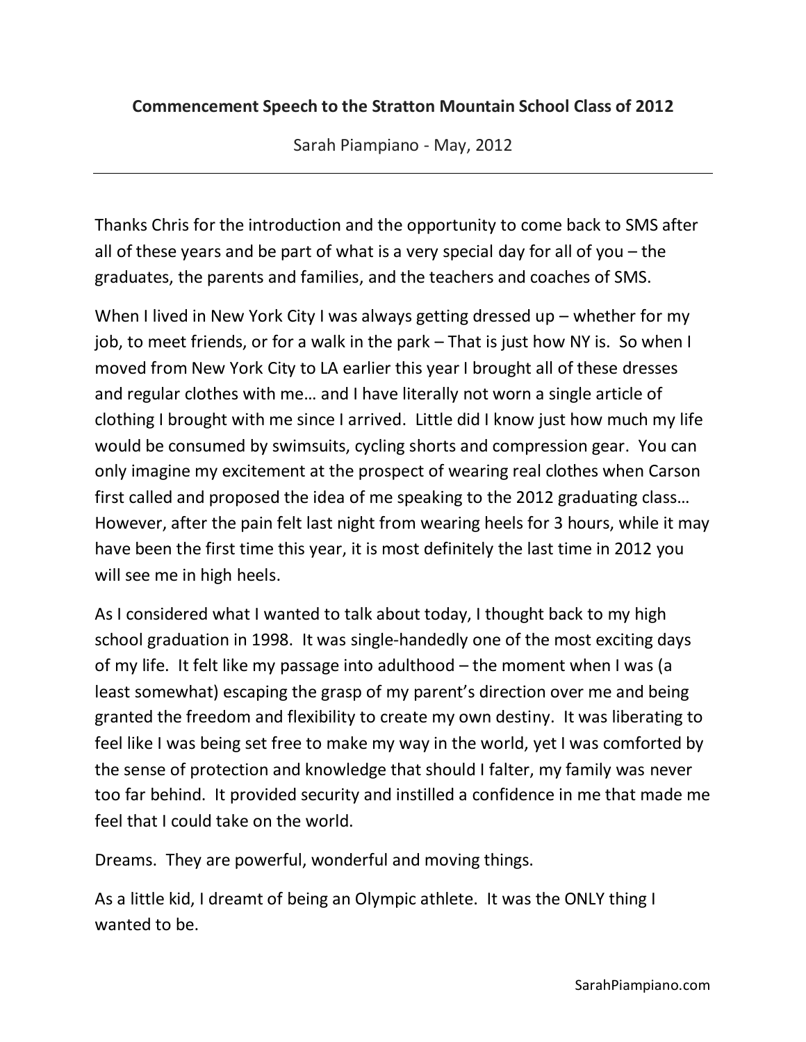**Commencement Speech to the Stratton Mountain School Class of 2012**

Sarah Piampiano - May, 2012

---

Thanks Chris for the introduction and the opportunity to come back to SMS after all of these years and be part of what is a very special day for all of you – the graduates, the parents and families, and the teachers and coaches of SMS.

When I lived in New York City I was always getting dressed up – whether for my job, to meet friends, or for a walk in the park – That is just how NY is. So when I moved from New York City to LA earlier this year I brought all of these dresses and regular clothes with me… and I have literally not worn a single article of clothing I brought with me since I arrived. Little did I know just how much my life would be consumed by swimsuits, cycling shorts and compression gear. You can only imagine my excitement at the prospect of wearing real clothes when Carson first called and proposed the idea of me speaking to the 2012 graduating class… However, after the pain felt last night from wearing heels for 3 hours, while it may have been the first time this year, it is most definitely the last time in 2012 you will see me in high heels.

As I considered what I wanted to talk about today, I thought back to my high school graduation in 1998. It was single-handedly one of the most exciting days of my life. It felt like my passage into adulthood – the moment when I was (a least somewhat) escaping the grasp of my parent's direction over me and being granted the freedom and flexibility to create my own destiny. It was liberating to feel like I was being set free to make my way in the world, yet I was comforted by the sense of protection and knowledge that should I falter, my family was never too far behind. It provided security and instilled a confidence in me that made me feel that I could take on the world.

Dreams. They are powerful, wonderful and moving things.

As a little kid, I dreamt of being an Olympic athlete. It was the ONLY thing I wanted to be.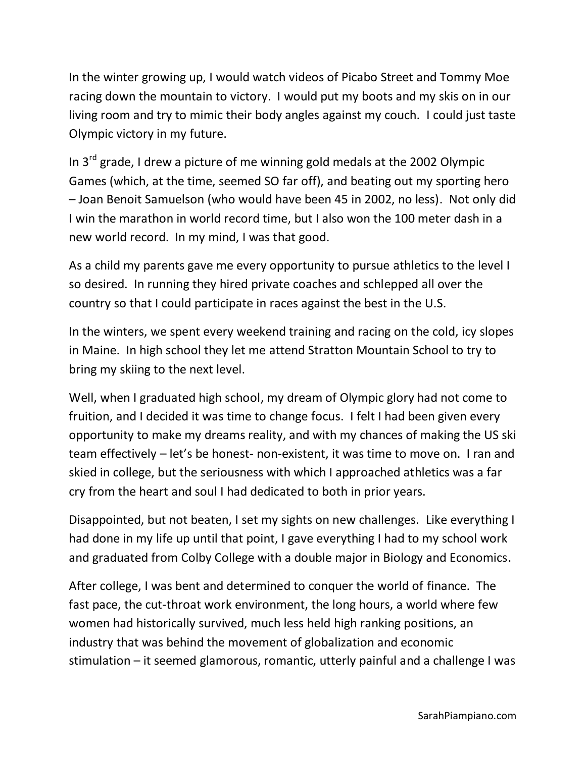In the winter growing up, I would watch videos of Picabo Street and Tommy Moe racing down the mountain to victory. I would put my boots and my skis on in our living room and try to mimic their body angles against my couch. I could just taste Olympic victory in my future.

In 3rd grade, I drew a picture of me winning gold medals at the 2002 Olympic Games (which, at the time, seemed SO far off), and beating out my sporting hero – Joan Benoit Samuelson (who would have been 45 in 2002, no less). Not only did I win the marathon in world record time, but I also won the 100 meter dash in a new world record. In my mind, I was that good.

As a child my parents gave me every opportunity to pursue athletics to the level I so desired. In running they hired private coaches and schlepped all over the country so that I could participate in races against the best in the U.S.

In the winters, we spent every weekend training and racing on the cold, icy slopes in Maine. In high school they let me attend Stratton Mountain School to try to bring my skiing to the next level.

Well, when I graduated high school, my dream of Olympic glory had not come to fruition, and I decided it was time to change focus. I felt I had been given every opportunity to make my dreams reality, and with my chances of making the US ski team effectively – let's be honest- non-existent, it was time to move on. I ran and skied in college, but the seriousness with which I approached athletics was a far cry from the heart and soul I had dedicated to both in prior years.

Disappointed, but not beaten, I set my sights on new challenges. Like everything I had done in my life up until that point, I gave everything I had to my school work and graduated from Colby College with a double major in Biology and Economics.

After college, I was bent and determined to conquer the world of finance. The fast pace, the cut-throat work environment, the long hours, a world where few women had historically survived, much less held high ranking positions, an industry that was behind the movement of globalization and economic stimulation – it seemed glamorous, romantic, utterly painful and a challenge I was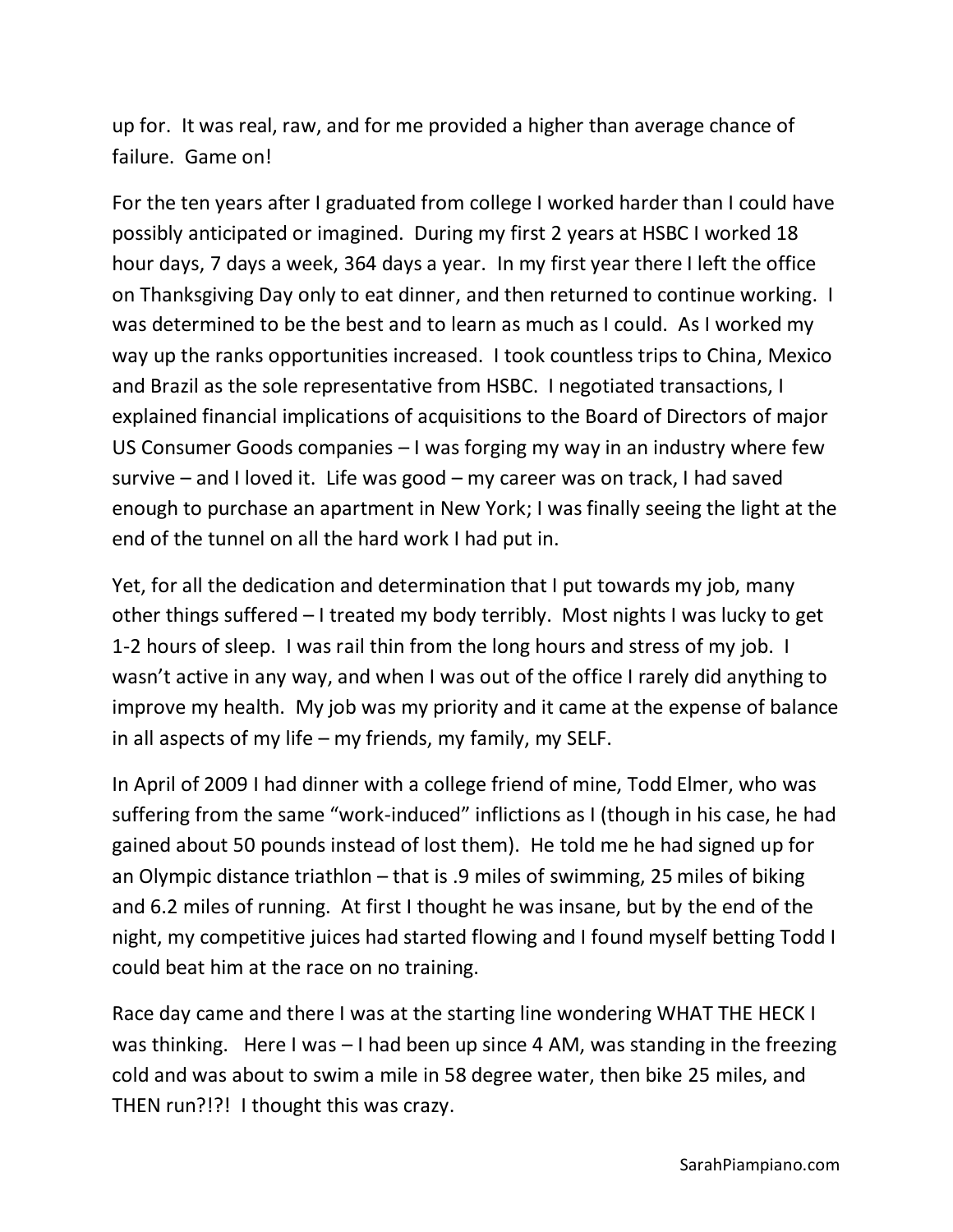up for. It was real, raw, and for me provided a higher than average chance of failure. Game on!

For the ten years after I graduated from college I worked harder than I could have possibly anticipated or imagined. During my first 2 years at HSBC I worked 18 hour days, 7 days a week, 364 days a year. In my first year there I left the office on Thanksgiving Day only to eat dinner, and then returned to continue working. I was determined to be the best and to learn as much as I could. As I worked my way up the ranks opportunities increased. I took countless trips to China, Mexico and Brazil as the sole representative from HSBC. I negotiated transactions, I explained financial implications of acquisitions to the Board of Directors of major US Consumer Goods companies – I was forging my way in an industry where few survive – and I loved it. Life was good – my career was on track, I had saved enough to purchase an apartment in New York; I was finally seeing the light at the end of the tunnel on all the hard work I had put in.

Yet, for all the dedication and determination that I put towards my job, many other things suffered – I treated my body terribly. Most nights I was lucky to get 1-2 hours of sleep. I was rail thin from the long hours and stress of my job. I wasn't active in any way, and when I was out of the office I rarely did anything to improve my health. My job was my priority and it came at the expense of balance in all aspects of my life – my friends, my family, my SELF.

In April of 2009 I had dinner with a college friend of mine, Todd Elmer, who was suffering from the same "work-induced" inflictions as I (though in his case, he had gained about 50 pounds instead of lost them). He told me he had signed up for an Olympic distance triathlon – that is .9 miles of swimming, 25 miles of biking and 6.2 miles of running. At first I thought he was insane, but by the end of the night, my competitive juices had started flowing and I found myself betting Todd I could beat him at the race on no training.

Race day came and there I was at the starting line wondering WHAT THE HECK I was thinking. Here I was – I had been up since 4 AM, was standing in the freezing cold and was about to swim a mile in 58 degree water, then bike 25 miles, and THEN run?!?! I thought this was crazy.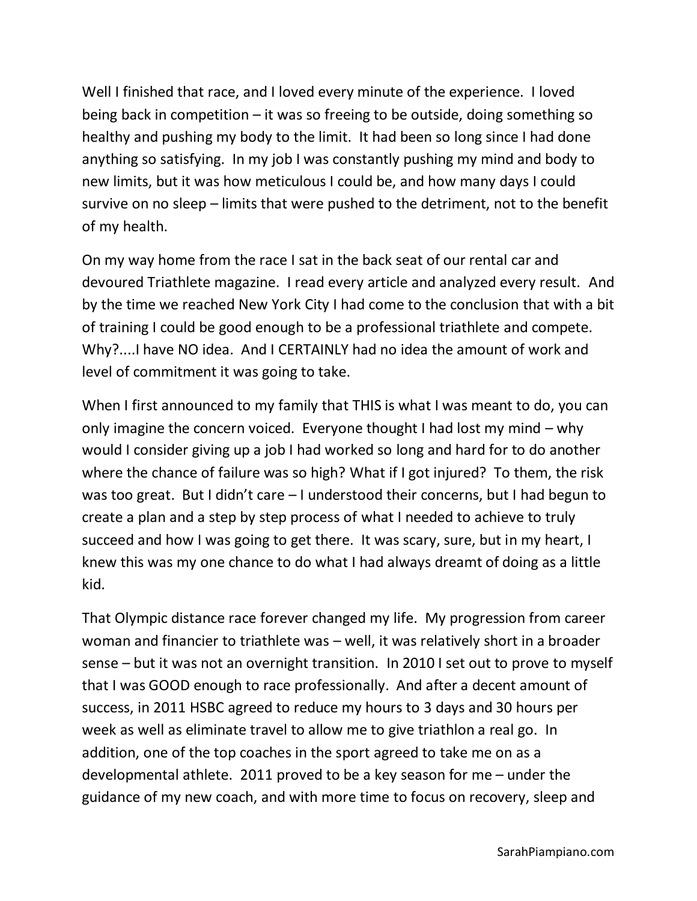Well I finished that race, and I loved every minute of the experience. I loved being back in competition – it was so freeing to be outside, doing something so healthy and pushing my body to the limit. It had been so long since I had done anything so satisfying. In my job I was constantly pushing my mind and body to new limits, but it was how meticulous I could be, and how many days I could survive on no sleep – limits that were pushed to the detriment, not to the benefit of my health.

On my way home from the race I sat in the back seat of our rental car and devoured Triathlete magazine. I read every article and analyzed every result. And by the time we reached New York City I had come to the conclusion that with a bit of training I could be good enough to be a professional triathlete and compete. Why?....I have NO idea. And I CERTAINLY had no idea the amount of work and level of commitment it was going to take.

When I first announced to my family that THIS is what I was meant to do, you can only imagine the concern voiced. Everyone thought I had lost my mind – why would I consider giving up a job I had worked so long and hard for to do another where the chance of failure was so high? What if I got injured? To them, the risk was too great. But I didn't care – I understood their concerns, but I had begun to create a plan and a step by step process of what I needed to achieve to truly succeed and how I was going to get there. It was scary, sure, but in my heart, I knew this was my one chance to do what I had always dreamt of doing as a little kid.

That Olympic distance race forever changed my life. My progression from career woman and financier to triathlete was – well, it was relatively short in a broader sense – but it was not an overnight transition. In 2010 I set out to prove to myself that I was GOOD enough to race professionally. And after a decent amount of success, in 2011 HSBC agreed to reduce my hours to 3 days and 30 hours per week as well as eliminate travel to allow me to give triathlon a real go. In addition, one of the top coaches in the sport agreed to take me on as a developmental athlete. 2011 proved to be a key season for me – under the guidance of my new coach, and with more time to focus on recovery, sleep and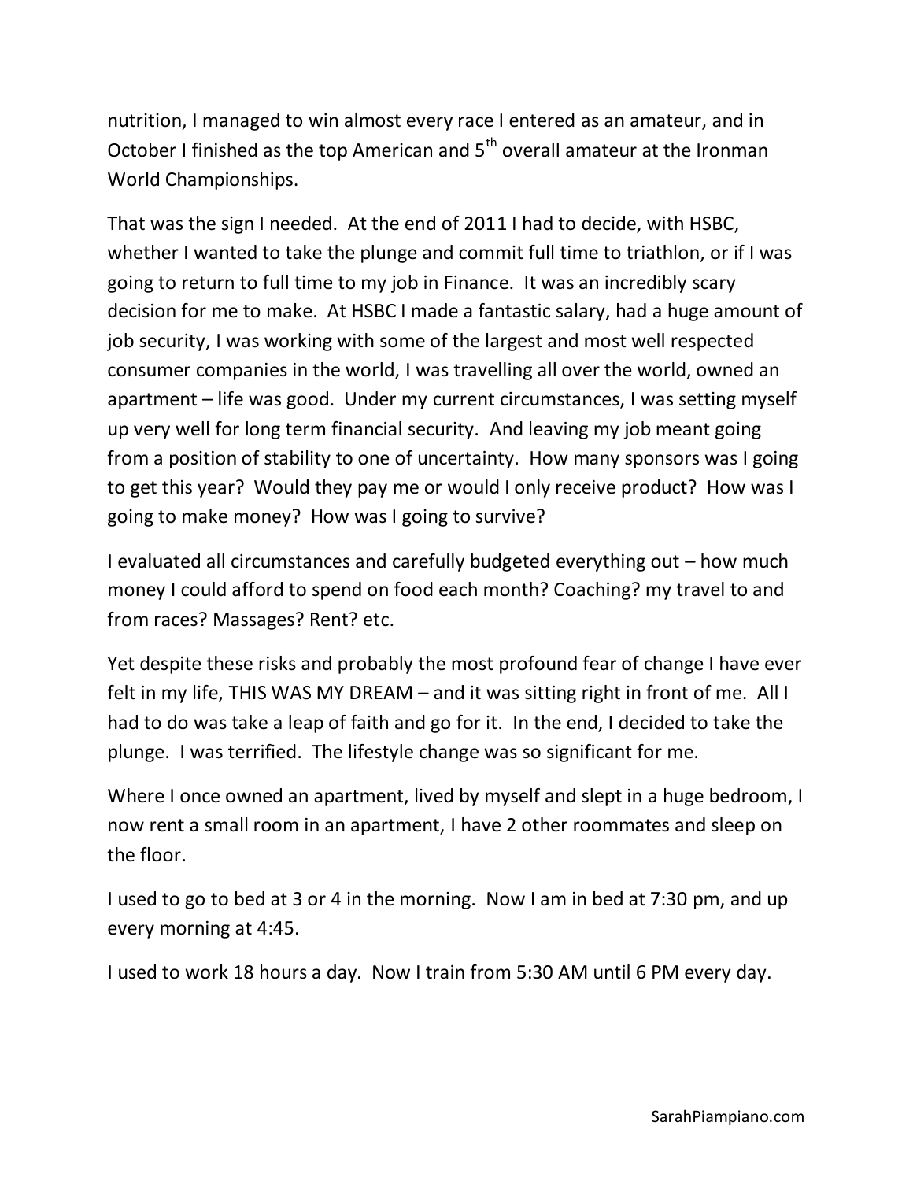nutrition, I managed to win almost every race I entered as an amateur, and in October I finished as the top American and 5th overall amateur at the Ironman World Championships.

That was the sign I needed. At the end of 2011 I had to decide, with HSBC, whether I wanted to take the plunge and commit full time to triathlon, or if I was going to return to full time to my job in Finance. It was an incredibly scary decision for me to make. At HSBC I made a fantastic salary, had a huge amount of job security, I was working with some of the largest and most well respected consumer companies in the world, I was travelling all over the world, owned an apartment – life was good. Under my current circumstances, I was setting myself up very well for long term financial security. And leaving my job meant going from a position of stability to one of uncertainty. How many sponsors was I going to get this year? Would they pay me or would I only receive product? How was I going to make money? How was I going to survive?

I evaluated all circumstances and carefully budgeted everything out – how much money I could afford to spend on food each month? Coaching? my travel to and from races? Massages? Rent? etc.

Yet despite these risks and probably the most profound fear of change I have ever felt in my life, THIS WAS MY DREAM – and it was sitting right in front of me. All I had to do was take a leap of faith and go for it. In the end, I decided to take the plunge. I was terrified. The lifestyle change was so significant for me.

Where I once owned an apartment, lived by myself and slept in a huge bedroom, I now rent a small room in an apartment, I have 2 other roommates and sleep on the floor.

I used to go to bed at 3 or 4 in the morning. Now I am in bed at 7:30 pm, and up every morning at 4:45.

I used to work 18 hours a day. Now I train from 5:30 AM until 6 PM every day.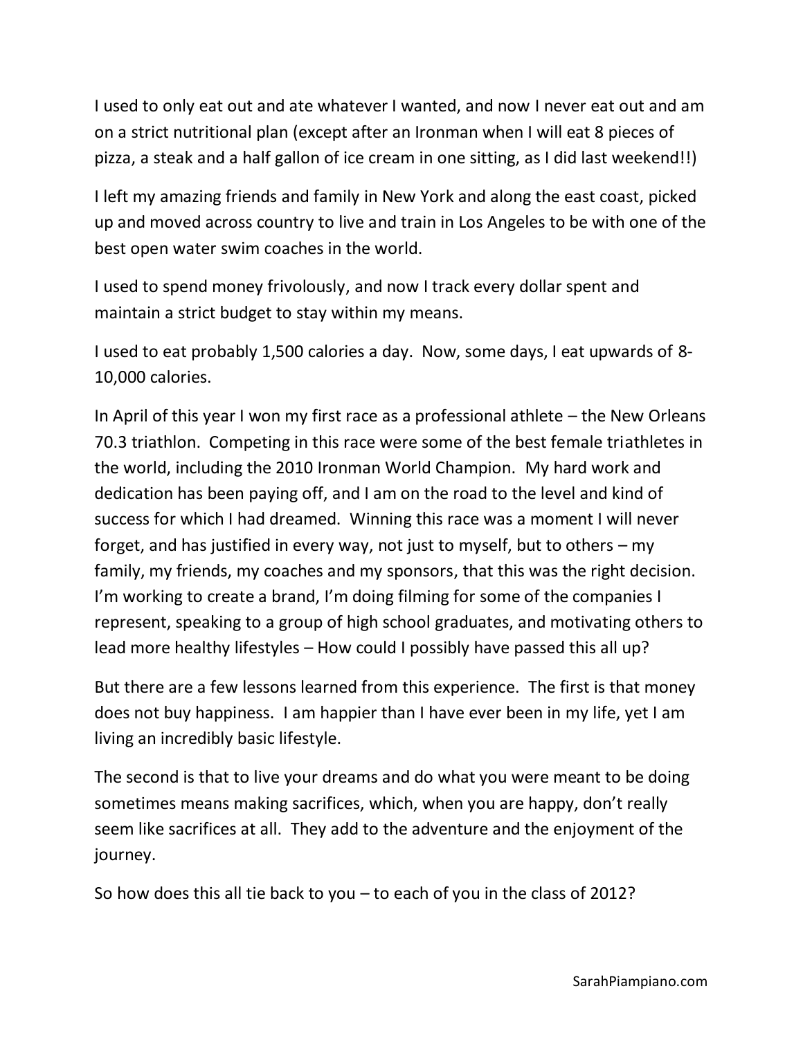I used to only eat out and ate whatever I wanted, and now I never eat out and am on a strict nutritional plan (except after an Ironman when I will eat 8 pieces of pizza, a steak and a half gallon of ice cream in one sitting, as I did last weekend!!)

I left my amazing friends and family in New York and along the east coast, picked up and moved across country to live and train in Los Angeles to be with one of the best open water swim coaches in the world.

I used to spend money frivolously, and now I track every dollar spent and maintain a strict budget to stay within my means.

I used to eat probably 1,500 calories a day. Now, some days, I eat upwards of 8-10,000 calories.

In April of this year I won my first race as a professional athlete – the New Orleans 70.3 triathlon. Competing in this race were some of the best female triathletes in the world, including the 2010 Ironman World Champion. My hard work and dedication has been paying off, and I am on the road to the level and kind of success for which I had dreamed. Winning this race was a moment I will never forget, and has justified in every way, not just to myself, but to others – my family, my friends, my coaches and my sponsors, that this was the right decision. I'm working to create a brand, I'm doing filming for some of the companies I represent, speaking to a group of high school graduates, and motivating others to lead more healthy lifestyles – How could I possibly have passed this all up?

But there are a few lessons learned from this experience. The first is that money does not buy happiness. I am happier than I have ever been in my life, yet I am living an incredibly basic lifestyle.

The second is that to live your dreams and do what you were meant to be doing sometimes means making sacrifices, which, when you are happy, don't really seem like sacrifices at all. They add to the adventure and the enjoyment of the journey.

So how does this all tie back to you – to each of you in the class of 2012?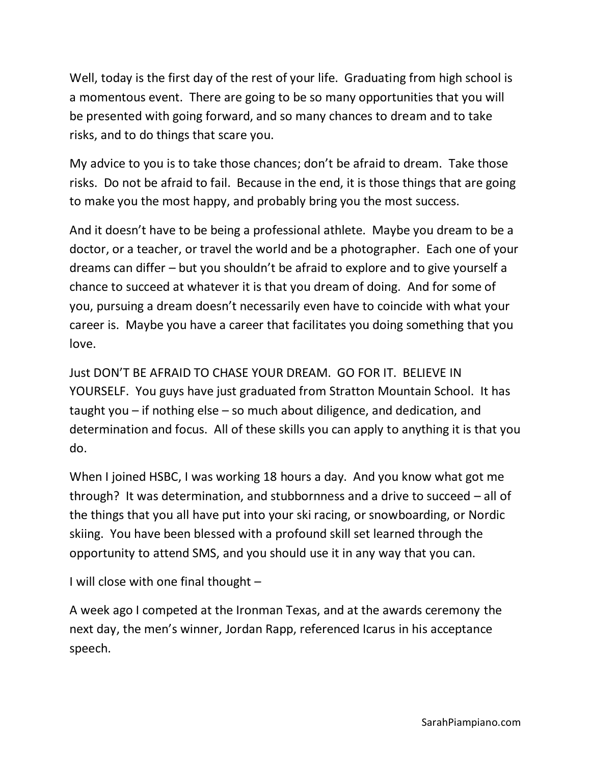Well, today is the first day of the rest of your life. Graduating from high school is a momentous event. There are going to be so many opportunities that you will be presented with going forward, and so many chances to dream and to take risks, and to do things that scare you.

My advice to you is to take those chances; don't be afraid to dream. Take those risks. Do not be afraid to fail. Because in the end, it is those things that are going to make you the most happy, and probably bring you the most success.

And it doesn't have to be being a professional athlete. Maybe you dream to be a doctor, or a teacher, or travel the world and be a photographer. Each one of your dreams can differ – but you shouldn't be afraid to explore and to give yourself a chance to succeed at whatever it is that you dream of doing. And for some of you, pursuing a dream doesn't necessarily even have to coincide with what your career is. Maybe you have a career that facilitates you doing something that you love.

Just DON'T BE AFRAID TO CHASE YOUR DREAM. GO FOR IT. BELIEVE IN YOURSELF. You guys have just graduated from Stratton Mountain School. It has taught you – if nothing else – so much about diligence, and dedication, and determination and focus. All of these skills you can apply to anything it is that you do.

When I joined HSBC, I was working 18 hours a day. And you know what got me through? It was determination, and stubbornness and a drive to succeed – all of the things that you all have put into your ski racing, or snowboarding, or Nordic skiing. You have been blessed with a profound skill set learned through the opportunity to attend SMS, and you should use it in any way that you can.

I will close with one final thought –

A week ago I competed at the Ironman Texas, and at the awards ceremony the next day, the men's winner, Jordan Rapp, referenced Icarus in his acceptance speech.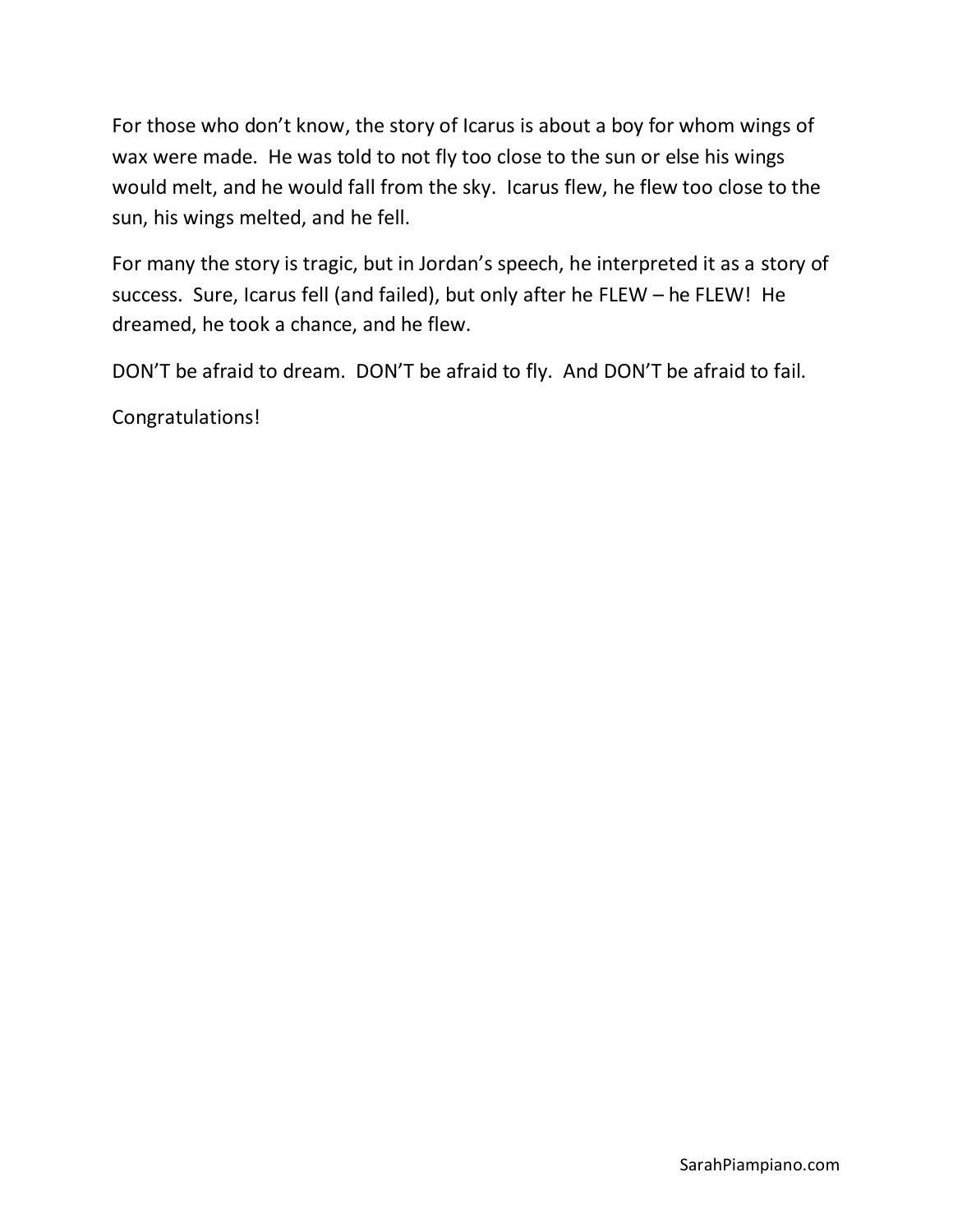For those who don't know, the story of Icarus is about a boy for whom wings of wax were made. He was told to not fly too close to the sun or else his wings would melt, and he would fall from the sky. Icarus flew, he flew too close to the sun, his wings melted, and he fell.

For many the story is tragic, but in Jordan's speech, he interpreted it as a story of success. Sure, Icarus fell (and failed), but only after he FLEW – he FLEW! He dreamed, he took a chance, and he flew.

DON'T be afraid to dream. DON'T be afraid to fly. And DON'T be afraid to fail.

Congratulations!